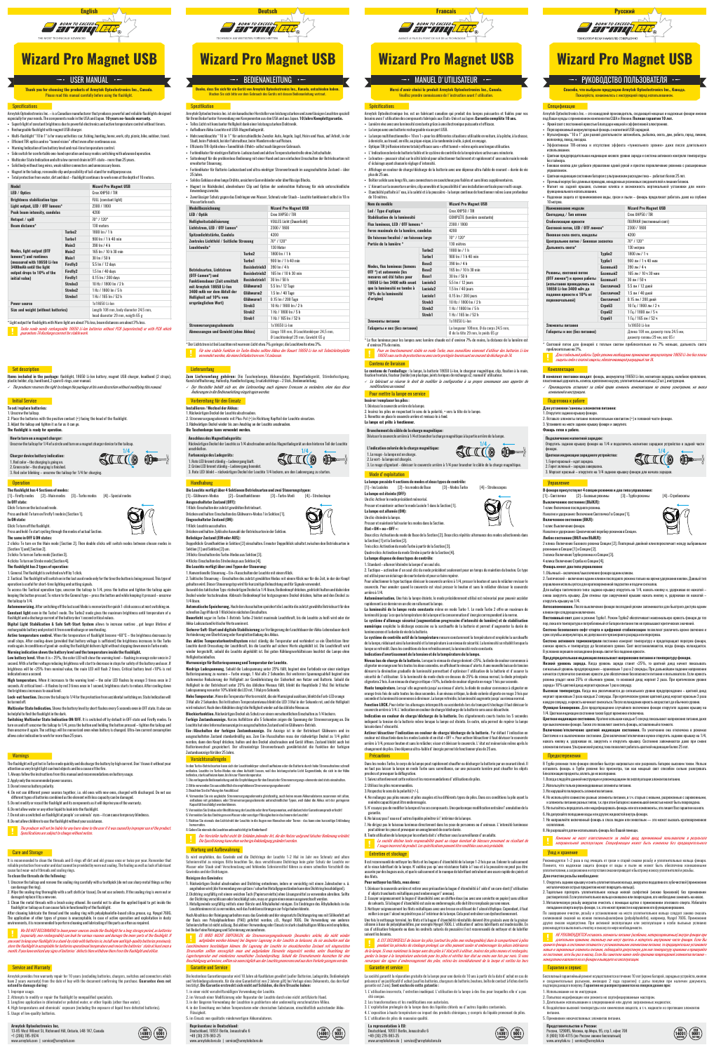# English

# Wizard Pro Magnet USB

## USER MANUAL

**Thank you for choosing the products of Armytek Optoelectronics Inc., Canada.**
Please read this manual carefully before using the flashlight.

## Specifications

Armytek Optoelectronics Inc. – is a Canadian manufacturer that produces powerful and reliable flashlights designed especially for your needs. The components made in the USA and Japan. **10 years no-hassle warranty.**

- Superb light of constant brightness due to powerful electronics and active temperature control without timers.
- Rechargeable flashlight with magnet USB charger.
- Multi-flashlight "10 in 1" for many activities: car, fishing, hunting, home, work, city, picnic, bike, outdoor, travel.
- Efficient TIR-optics and no "tunnel vision" effect even after continuous use.
- Warning indication of low battery level and real-time temperature control.
- Side switch for comfortable one-hand operation and easy modes switching with advanced operation.
- Multicolor State Indication and ultra low current drain in OFF state – more than 25 years.
- Solid body without long wires, weak rubber connectors and unnecessary knobs.
- Magnet in the tailcap, removable clip and possibility of tail-stand for multipurpose use.
- Total protection from rain, dirt and dust – flashlight continues to work even at the depth of 10 meters.

| Model | | Wizard Pro Magnet USB |
|---|---|---|
| LED / Optics | | Cree XHP50 / TIR |
| Brightness stabilization type | | FULL (constant light) |
| Light output, LED / OFF lumens* | | 2300 / 1800 |
| Peak beam intensity, candelas | | 4200 |
| Hotspot / spill | | 70° / 120° |
| Beam distance* | | 130 meters |
| Modes, light output (OFF lumens*) and runtimes (measured with 18650 Li-Ion 3400mAh until the light output drops to 10% of the initial value) | Turbo2 | 1800 lm / 1 h |
| | Turbo1 | 900 lm / 1 h 40 min |
| | Main3 | 390 lm / 4 h |
| | Main2 | 165 lm / 10 h 30 min |
| | Main1 | 30 lm / 50 h |
| | Firefly3 | 5.5 lm / 12 days |
| | Firefly2 | 1.5 lm / 40 days |
| | Firefly1 | 0.15 lm / 200 days |
| | Strobe3 | 10 Hz / 1800 lm / 2 h |
| | Strobe2 | 1 Hz / 1800 lm / 5 h |
| | Strobe1 | 1 Hz / 165 lm / 52 h |
| Power source | | 1x18650 Li-Ion |
| Size and weight (without batteries) | | Length 108 mm, body diameter 24.5 mm, head diameter 29 mm, weight 65 g |

\* Light output for flashlights with Warm light are about 7% less, beam distances are about 3% less.

*Turbo mode needs rechargeable 18650 Li-Ion batteries without PCB (unprotected) or with PCB which guarantees 7A discharge current for stable work.*

## Set description

**Items included in the package:** flashlight, 18650 Li-Ion battery, magnet USB charger, headband (2 straps), pocket clip, clip headband, 2 spare O-rings, user manual.

*The producers reserves the right to change the package at its own discretion without notifying this manual.*

## Initial Service

**To set/replace batteries:**
1. Unscrew the tailcap.
2. Place the batteries with the positive contact (+) facing the head of the flashlight.
3. Adjust the tailcap and tighten it as far as it can go.

**The flashlight is ready for operation.**

**How to turn on a magnet charger:**
Unscrew the tailcap for 1/4 of a circle and turn on a magnet charger device to the tailcap.

**Charger device battery indication:**
1. Red color – the charging is going on.
2. Green color – the charging is finished.
3. Red color blinking – unscrew the tailcap for 1/4 for charging.

## Operation

**The flashlight has 4 sections of modes:**
[1] – Firefly modes [2] – Main modes [3] – Turbo modes [4] – Special modes

**In OFF state:**
Click: Turn on the last used mode.
Press and hold: Turn on Firefly1 mode in [Section 1].

**In ON state:**
Click: Turn off the flashlight.
Press and hold: To start cycling through the modes of actual Section.

**The same in OFF & ON states:**
2 clicks: To turn on the Main mode [Section 2]. Then double clicks will switch modes between chosen modes in [Section 1] and [Section 2].
3 clicks: To turn on Turbo mode [Section 3].
4 clicks: To turn on Strobe mode [Section 4].

**The flashlight has 2 types of operation:**
1. General. The flashlight is switched on/off by 1 click.
2. Tactical. The flashlight will switch on in the last used mode only for the time the button is being pressed. This type of operation is useful for short-time lighting and setting signals.
To access the Tactical operation type: unscrew the tailcap for 1/4, press the button and tighten the tailcap again keeping the button pressed. To return to the General operation type – do the same with the tailcap screwed – unscrew the tailcap by 1/4.

**Automemorizing.** After switching off the last used Mode is memorized for quick 1-click access at next switching on.

**Constant light** even in the Turbo1 mode. The Turbo2 mode gives the maximum brightness until temperature of the flashlight achieves temperature of the flashlight won't exceed critical values.

**Digital Light Stabilization & Safe Soft-Start System** allows to increase runtime, get longer lifetime of rechargeable battery and protect it from overdischarge or overheating.

**Active temperature control.** When the temperature of flashlight exceeds +60°C – the brightness decreases by small steps. After cooling down (provided that battery voltage is sufficient) the brightness increases to the Turbo mode again. In regular use to protect overheating of the flashlight the brightness will be decreased.

**Warning indication when the battery level and the temperature inside the flashlight.**

**Low battery level.** When it is ~25%, the color LED will show the warning level – flashing in orange color once in 2 second. With a further voltage reducing brightness will start to decrease in steps by safety of the battery and user. If brightness will be <25% from nominal value, the main LED will flash 2 times. Critical battery level <10% is red indication as corona.

**High temperature.** When it increases to the warning level – the color LED flashes by orange 3 times once in 2 seconds. At critical level – it flashes by red 3 times once in 1 second, the flashlight is cooled down automatically and the brightness increases to usual level.

**Lock out function.** Unscrew the tailcap to 1/4 for the protection from accidental switching on. State indication will be turned off.

**Multicolor State Indication.** Shows the battery level by short flashes every 5 seconds once in OFF state. It also can be helpful to find the flashlight in the dark.

**Switching Multicolor State Indication ON/OFF.** It is switched off by default in OFF-state and firefly modes. To turn on/off: unscrew the tailcap by 1/4, press the button and tighten the tailcap back. Then press and hold the button and release when the color indicator lights. Ultra-low current consumption allows color indication to work for more than 25 years.

## Warnings

The flashlight will get hot in Turbo mode quickly and discharge the battery by high current. Don't leave it without your attention as very bright light can heat objects and be a cause of fire.
1. Always follow the instructions from this manual and recommendations on the battery usage.
2. Apply only the recommended power sources.
3. Do not reverse battery polarity.
4. Do not use different power sources together, i.e. old ones with new ones, charged with discharged. Do not use different types of batteries combined as the element with less capacity can be damaged.
5. Do not modify or repair the flashlight and its components as it will deprive you of the warranty.
6. Do not allow water or any other liquid to leak into the flashlight.
7. Do not aim a switched on flashlight at people's or animal's eyes – it can cause temporary blindness.
8. Do not allow children to use the flashlight without your assistance.

*The producers will not be liable for any harm done to the user if it was caused by improper use of the product. Specifications are subject to change without notice.*

## Care and Storage

It is recommended to clean the threads and O-rings off dirt and old grease once or twice per year. Remember that reliable protection from water and dust cannot be provided by eventually sealing. The having as well a lack of lubricant cause fast wear out of threads and sealing rings.

**To clean the threads do the following:**
1. Unscrew the tailcap and remove the sealing ring (do not use sharp metal things so they can damage the ring).
2. Wipe the sealing ring thoroughly with a soft cloth (tissue). Do not use solvents. If the sealing ring is worn out or damaged replace it by a new one.
3. Clean the metal threads with a brush using ethanol. Be careful not to allow the applied liquid to get inside the flashlight or tailcap as it can cause fault in functioning of the flashlight.

After cleaning lubricate the thread and the sealing ring by a thin layer of polydimethylsiloxane grease, e.g. Nyogel 760G. The application of other types of grease is unacceptable. In case of active operation and exploitation in dusty environments, it is recommended to perform cleaning and lubricating of the parts as often as required.

*We DO NOT RECOMMEND to leave power sources inside the flashlight for a long storage period as batteries (especially, non-rechargeable) can leak for various reasons and damage the inner parts of the flashlight. If you need to keep your flashlight in a stand-by state with batteries inside, choose only high-quality batteries from well-known producers, store the flashlight in acceptable for batteries operational temperature and examine the batteries' state at least once a month. If you have noticed any signs of batteries' defects then withdraw them from the flashlight and utilize.*

## Service and Warranty

Armytek provides free warranty repair for 10 years (excluding batteries, chargers, switches and connectors which have 2 years warranty) from the date of buy with the document confirming the purchase. **Guarantee does not extend to damage during:**
1. Improper usage.
2. Attempt to modify or repair the flashlight by unqualified specialists.
3. Long-time application in chlorinated or polluted water, or other liquids (other than water).
4. High temperatures and chemicals' exposure (including the exposure of liquid from defected batteries).
5. Usage of low-quality batteries.

**Armytek Optoelectronics Inc.**
13-65 West Wilmot St. Richmond Hill, Ontario, L4B 1K7, Canada
+1 (206) 785-9574
www.armytek.com | service@armytek.com

---

# Deutsch

# Wizard Pro Magnet USB

## BEDIENANLEITUNG

**Danke, dass Sie sich für ein Gerät von Armytek Optoelectronics Inc., Kanada, entschieden haben.**
Bitte lesen Sie sich diese Gebrauchsanleitung vor der ersten Benutzung aufmerksam durch.

## Spezifikation

Armytek Optoelectronics Inc. ist ein kanadischer Hersteller von leistungsstarken und zuverlässigen Leuchten speziell für Ihren Bedarf unter Verwendung von Komponenten aus den USA und aus Japan. **10 Jahre Komplettgarantie.**

- Tolles Licht mit konstanter Helligkeit dank einer leistungsstarken Elektronik.
- Aufladbare Akku-Leuchte mit USB Magnetladegerät.
- Mehrzweckleuchte "10 in 1" für unterschiedliche Bereiche: Auto, Angeln, Jagd, Heim und Haus, auf der Arbeit, in der Stadt, beim Picknick, bei der Fahrradtour, beim Wandern oder auf Reisen.
- Effiziente TIR-Optik ohne «Tunnelblick-Effekt» auch nach längerer Gebrauch.
- Funktionstaster mit integrierter Batterie-Ladezustand und aktive Temperaturkontrolle ohne Zeitschalter.
- Seitenknopf für die problemlose Bedienung mit einer Hand und zum einfachen Umschalten der Betriebsarten mit erweiterter Steuerung.
- Funktionstaster für Batterie-Ladestand und ultra-niedriger Stromverbrauch im ausgeschalteten Zustand – über 25 Jahre.
- Solides Gehäuse ohne lange Drähte, anschlusse Gummiänder oder überflüssige Knöpfe.
- Magnet im Rückdeckel, abnehmbarer Clip und Option der senkrechten Halterung für viele unterschiedliche Anwendungszwecke.
- Zuverlässiger Schutz gegen das Eindringen von Wasser, Schmutz oder Staub – Leuchte funktioniert selbst in 10 m Wassertiefe noch.

| Modellbezeichnung | | Wizard Pro Magnet USB |
|---|---|---|
| LED / Optik | | Cree XHP50 / TIR |
| Helligkeitsstabilisierung | | VOLLES Licht (Dauerlicht) |
| Lichtstrom, LED / OFF Lumen* | | 2300 / 1800 |
| Spitzenlichtstärke, Candela | | 4200 |
| Zentrales Lichtfeld / Seitliche Streuung | | 70° / 120° |
| Leuchtweite* | | 130 Meter |
| Betriebsarten, Lichtstrom (OFF-Lumen*) und Funktionsdauer (Zeit ermittelt mit Armytek 18650 Li-Ion 3400 mAh vor dem Abfall der Helligkeit auf 10% vom ursprünglichen Wert) | Turbo2 | 1800 lm / 1 h |
| | Turbo1 | 900 lm / 1 h 40 min |
| | Basishelle3 | 390 lm / 4 h |
| | Basishelle2 | 165 lm / 10 h 30 min |
| | Basishelle1 | 30 lm / 50 h |
| | Glühwurm3 | 5.5 lm / 12 Tage |
| | Glühwurm2 | 1.5 lm / 40 Tage |
| | Glühwurm1 | 0.15 lm / 200 Tage |
| | Strob3 | 10 Hz / 1800 lm / 2 h |
| | Strob2 | 1 Hz / 1800 lm / 5 h |
| | Strob1 | 1 Hz / 165 lm / 52 h |
| Stromversorgungselemente | | 1x18650 Li-Ion |
| Abmessungen und Gewicht (ohne Akkus) | | Länge 108 mm, Ø Leuchtenkörper 24.5 mm, Ø Leuchtenkopf 29 mm, Gewicht 65 g |

\* Der Lichtstrom ist bei Leuchten mit warmem Licht etwa 7% geringer, die Leuchtweite etwa 3%.

*Für eine stabile Funktion im Turbo-Modus sollten Akkus der Bauart 18650 Li-Ion mit Schutzleiterplatte verwendet werden, die einen Entladestrom von 7 A zulassen.*

## Lieferumfang

**Zum Lieferumfang gehören:** Die Taschenleuchte, Akkumulator, Magnetladegerät, Stirnbandfassung, Kunststoffhalterung, Halteclip, Handschlaufe, Ersatzdichtringe – 2 Stück, Bedienanleitung.

*Der Hersteller behält sich vor, den Lieferumfang nach eigenem Ermessen zu verändern, ohne dass diese Änderungen in die Bedienanleitung eingetragen werden.*

## Vorbereitung für den Einsatz

**Installieren / Wechsel der Akkus:**
1. Rückwärtigen Deckel der Leuchte abschrauben.
2. Stromversorgungselemente mit Plus-Pol (+) in Richtung Kopfteil der Leuchte einsetzen.
3. Rückwärtigen Deckel wieder bis zum Anschlag an der Leuchte anschrauben.

**Die Taschenleuchte kann verwendet werden.**

**Anschluss des Magnetladegeräts:**
Rückwärtigen Deckel der Leuchte zu 1/4 abschrauben und das Magnetladegerät an den hinteren Teil der Leuchte anschließen.

**Farbanzeige des Ladegeräts:**
1. Rote LED leuchtet ständig – Ladevorgang läuft.
2. Grüne LED brennt ständig – Ladevorgang beendet.
3. Rote LED blinkt – rückwärtigen Deckel der Leuchte 1/4 lockern, um den Ladevorgang zu starten.

## Handhabung

**Die Leuchte verfügt über 4 Sektionen Betriebsarten und zwei Steuerungstypen:**
[1] – Glühwurm-Modus [2] – Grundfunktionen [3] – Turbo-Modi [4] – Stroboskope

**Ausgeschalteter Zustand (OFF):**
1 Klick: Einschalten der zuletzt gewählten Betriebsart.
Drücken und halten: Einschalten des Glühwurm-Modus 1 in Sektion [1].

**Eingeschalteter Zustand (ON):**
1 Klick: Leuchte ausschalten.
Drücken und halten: Zyklisches Auswahl der Betriebsarten in der Sektion.

**Beliebiger Zustand (ON oder AUS):**
Doppelklick: Grundhelligkeit in Sektion [2] einschalten. Erneuter Doppelklick schaltet zwischen den Betriebsarten in Sektion [1] und Sektion [2] um.
3 Klicks: Einschalten des Turbo-Modus aus Sektion [3].
4 Klicks: Einschalten des Stroboskop aus Sektion [4].

**Die Leuchte verfügt über zwei Typen der Steuerung:**
1. Konventionelle Steuerung – Ein-/Ausschalten der Leuchte mit einem Klick.
2. Taktische Steuerung – Einschalten des zuletzt gewählten Modus mit einem Klick nur für die Zeit, in der der Knopf gehalten wird. Dieser Steuerungstyp wird für kurzzeitige Beleuchtung und für Signale verwendet.
Auswahl des taktischen Typs: rückwärtigen Deckel zu 1/4 lockern, Bedienknopf drücken, gedrückt halten und dabei den Deckel wieder festschrauben. Wechsel der Betriebsart bei fest angeschraubtem Deckel drücken, halten und den Deckel zu 1/4 lösen.

**Automatische Speicherung.** Nach dem Ausschalten speichert die Leuchte die zuletzt gewählte Betriebsart für den schnellen Zugriff durch 1 Klickbeim nächsten Einschalten.

**Dauerlicht** auch im Turbo-1-Betrieb. Turbo-2 bietet maximale Leuchtkraft, bis die Leuchte zu heiß wird oder der Akku-Ladezustand kritisch wird.

**Sicherer Soft-Start und digitale Stabilisierung** zur Verlängerung der Leuchtdauer der Akku-Lebensdauer sowie Vermeidung von Überhitzung oder Tiefentladung des Akkus.

**Bis aktive Temperaturkontrolle** misst ständig die Temperatur und verhindert so ein Überhitzen Ihrer Leuchte durch Drosselung der Leuchtkraft. Ist die Leuchte auf sicheres Niveau abgekühlt ist, und der Akku-Ladezustand genügend ist, wird die Leistung automatisch wieder erhöht. Bei Zustandsanzeige im eingeschalteten Zustand leuchtet die Lampe ohne Helligkeitsreduzierung.

**Warnanzeige zum Batterieladezustand und zur Temperatur der Leuchte.**

**Niedriger Ladezustand.** Sobald die Ladespannung unter 25% fällt, beginnt eine Farbindikator einer orangen Farbe zu blinken einmal in 2 Sekunden. Bei weiterem Spannungsabfall wird die Helligkeit zum Schutz der Benutzer und des Akkus stufenweise Reduzierung der Helligkeit zum Gewährleistung der Sicherheit von Nutzer und Batterie. Sobald die Helligkeit in der Betriebsart unter 25% des üblichen Niveaus fällt, blinkt die Hauptleuchte 2 Mal. Bei kritischer Ladespannung von unter 10% blinkt die LED rot, 1 Mal pro Sekunde.

**Hohe Temperatur.** Wenn die Temperatur Warnniveau erreicht, blinkt die Farbanzeige 3 Mal alle 2 Sekunden. Bei kritischem Temperaturniveau blinkt die LED 3 Mal in der Sekunde rot, und die Helligkeit wird reduziert. Nach dem Abkühlen steigt die Helligkeit wieder auf das übliche Niveau an.

**Blockierfunktion.** Rückwärtigen Deckel zu 1/4 lösen, um versehentliches Einschalten zu verhindern.

**Farbige Zustandsanzeige.** Kurzes Aufblinken alle 5 Sekunden zeigen die Spannung der Stromversorgung an. Die Leuchte ist auch im Dunkeln einfach zu finden, im ausgeschalteten Zustand und im Glühwurm-Betrieb.

**Ein-/Ausschalten der farbigen Zustandsanzeige.** Die Anzeige ist in der Betriebsart Glühwurm und im ausgeschalteten Zustand standardmäßig aus. Zum Ein-/Ausschalten muss der rückwärtige Deckel zu 1/4 gelöst werden, dann den Knopf drücken, halten und den Deckel festschrauben und Knopf halten. Dank des extrem niedrigen Stromverbrauchs kann die farbige Zustandsanzeige über 25 Jahre lang arbeiten.

## Vorsichtsmaßregeln

In der Turbo-Einstellung heizen sich die Leuchte schnell auf und entladen die Akkus. Lassen Sie die Leuchte im Turbo-Modus nie unbeaufsichtigt, das sehr helle Licht kann Gegenstände erhitzen und einen Brand verursachen.
1. Befolgen Sie stets die Anweisungen in dieser Gebrauchsanleitung und die Empfehlungen für den Gebrauch der Stromversorgungselemente.
2. Verwenden Sie nur empfohlene Stromversorgungselemente.
3. Beachten Sie die Polarität.
4. Verwenden Sie nie ungleiche Stromversorgungselemente gleichzeitig, auch keine neuen Akkus zusammen mit alten, geladene mit geladenen oder Stromversorgungselemente unterschiedlicher Typen, weil dabei die Akkus mit der geringeren Kapazität beschädigt werden können.
5. Modifizieren Sie keine Leuchte oder ihre Komponenten, damit verlieren Sie den Garantieanspruch.
6. Vermeiden Sie das Eindringen von Wasser oder anderen Flüssigkeiten in die Leuchte.
7. Richten Sie niemals das Licht einer Leuchte direkt in die Augen von Menschen oder Tieren – dies kann eine kurzzeitige Blindheit verursachen.
8. Geben Sie niemals die Leuchte unbeaufsichtigt Kindern.

*Der Hersteller haftet nicht für Schäden jedweder Art, die durch falsche oder unsachgemäße Benutzung entstanden sind. Die Spezifikationen können ohne vorherige Ankündigung geändert werden.*

## Wartung und Aufbewahrung

Es wird empfohlen, das Gewinde und die Dichtung der Leuchte 1-2 Mal im Jahr von Schmutz und altem Schmierfett zu reinigen. Bitte beachten Sie, dass verschmutzte Dichtringe bzw. grober Gehalt der Leuchte vor Wasser oder Staub nicht zuverlässig geschützt ist. Mangel an Schmierung führt zu schnellem Verschleiß der Gewinde und der Ringe.

**Reinigen des Gewindes:**
1. Rückwärtigen Deckel abschrauben und Dichtring entnehmen, indem er vorsichtig mit einem Zahnstocher o. ä. angehoben wird (die Verwendung von spitzen / scharfen Metallgegenständen ist verboten).
2. Dichtring sorgfältig mit einem weichen Tuch (Papierservietten) ohne Lösungsmittel zu verwenden. Sollte der Dichtring verschlissen oder beschädigt sein, muss er gegen einen neuen ersetzt werden.
3. Metallgewinde sorgfältig mittels einer Bürste und Äthylalkohol reinigen. Das Eindringen des Äthylalkohols in das Leuchteninnere ist zu vermeiden, da dies zu Funktionsstörungen der Leuchte führen kann.

Nach Abschluss der Reinigungsarbeiten muss das Gewinde und der eingesetzte Dichtungsring neu mit Silikonfett auf der Basis von Polydimethylsiloxan (PMS) geschmiert werden, z.B. Nyogel 760G. Die Verwendung anderer Schmiermittel ist nicht zulässig. Bei aktiver Verwendung oder Einsatz in staubhaltiger Atmosphäre wird eine häufigere Wartung empfohlen.

*ES WIRD NICHT EMPFOHLEN die Stromversorgungselemente (besonders solche, die nicht wiederaufladbar sind) längere Zeit in der Leuchte zu lassen, da die Stromversorgungselemente aus unterschiedlichen Gründen auslaufen und das Leuchteninnere beschädigen können. Im einsatzbereiten Zustand der Leuchte mit Stromversorgungselement kann auf diese Weise ein einzelner Akku ausfallen. Benutzen Sie nur Stromversorgungselemente von hoher Qualität von namhaften Herstellern bei der für die Lagertemperaturen und regelmäßige Kontrolle des Zustands der Stromversorgungselemente. Sollte die Stromversorgungselemente Anzeichen von Beschädigung aufweisen, sollten diese aus der Leuchte entnommen und sachgerecht entsorgt werden.*

## Garantie und Service

Die kostenlose Garantiereparatur wird 10 Jahre ab Kaufdatum gewährt (außer Batterien, Ladegeräte, Bedienknöpfe und Verbindungselemente, für die eine Garantiezeit von 2 Jahren gilt) bei Vorlage eines Dokuments, das den Kauf bestätigt. **Die Garantie erstreckt sich nicht auf Schäden, die hervorgerufen wurden durch:**
1. In einer nicht vereinbarungsgemäßen Verwendung der Leuchte.
2. Versuche einer Veränderung oder Reparatur der Leuchte durch eine nicht zertifizierte Hand.
3. Die längere Verwendung der Leuchte in gechlortem oder verunreinigtem Wasser.
4. Die Auswirkungen hoher Temperaturen oder chemisch aggressiver Stoffe (einschließlich auslaufender Akku-Flüssigkeit).
5. Den Einsatz von qualitativ minderwertigen Akkumulatoren.

**Repräsentanz in Deutschland:**
Deutschland, 10317 Berlin, Irenenstraße 6
+49 (30) 279-983-25
www.armytek.de | service@armytek.de

---

# Français

# Wizard Pro Magnet USB

## MANUEL D'UTILISATEUR

**Merci d'avoir choisi le produit Armytek Optoelectronics Inc., Canada.**
Veuillez prendre connaissance de l'instruction avant l'utilisation.

## Spécifications

Armytek Optoelectronics Inc. est un fabricant canadien qui produit des lampes puissantes et fiables pour vos besoins avec l'utilisation des composants fabriqués aux États-Unis et au Japon. **Garantie complète 10 ans.**

- Lumière avec une luminosité constante grâce à une électronique puissante et efficace.
- La lampe avec une batterie rechargeable via un port USB.
- La lampe multifonctionnelle « 10 en 1 » pour différentes situations: utilisable en voiture, à la pêche, à la chasse, à domicile, au travail, en ville, au pique-nique, à la randonnée à vélo, au tourisme.
- Optique TIR (réflexion interne totale) efficace sans « effet tunnel » même après une utilisation prolongée.
- L'indication lumineuse de batterie faible et le système de contrôle de la température actif sans minuteries.
- Le bouton – poussoir situé sur le côté latéral pour sélectionner facilement et rapidement d'une seule main le mode d'éclairage avec les fonctions élargies.
- Affichage en couleur de charge/décharge de la batterie avec une dépense ultra-faible de courant – durée de vie plus de 25 ans.
- Boîtier solide sans longs fils, sans connecteurs en caoutchouc peu fiables et sans filets supplémentaires.
- L'aimant sur la couvercle arrière, clip amovible et la possibilité d'une installation verticale pour multi-usage.
- Étanchéité parfaite à l'eau, à la saleté et à la poussière – la lampe continue à fonctionner même à une profondeur de 10 mètres.

| Nom du modèle | | Wizard Pro Magnet USB |
|---|---|---|
| Led / Type d'optique | | Cree XHP50 / TIR |
| Stabilisation de la luminosité | | COMPLETE (lumière constante) |
| Flux lumineux, LED / OFF lumens* | | 2300 / 1800 |
| Force maximale de la lumière, candelas | | 4200 |
| Un faisceau focalisé / un faisceau large | | 70° / 120° |
| Portée de la lumière * | | 130 mètres |
| Modes, flux lumineux (lumens OFF *) et autonomie (les mesures ont été faites pour 18650 Li-Ion 3400 mAh avant que la luminosité ne tombe à 10% de la luminosité d'origine) | Turbo2 | 1800 lm / 1 h |
| | Turbo1 | 900 lm / 1 h 40 min |
| | Base3 | 390 lm / 4 h |
| | Base2 | 165 lm / 10 h 30 min |
| | Base1 | 30 lm / 50 h |
| | Luciole3 | 5.5 lm / 12 jours |
| | Luciole2 | 1.5 lm / 40 jours |
| | Luciole1 | 0.15 lm / 200 jours |
| | Strob3 | 10 Hz / 1800 lm / 2 h |
| | Strob2 | 1 Hz / 1800 lm / 5 h |
| | Strob1 | 1 Hz / 165 lm / 52 h |
| Éléments nutritifs | | 1x18650 Li-Ion |
| Gabarits et mass (sans batteries) | | La longueur 108 mm, Ø du corps 24.5 mm, Ø de la tête 29 mm, le poids 65 gr |

\* Le flux lumineux pour les lampes avec lumière chaude est d'environ 7% de moins, la distance de la lumière est d'environ 3% de moins.

*Pour un fonctionnement stable en mode Turbo, nous conseillons vivement d'utiliser des batteries Li-Ion 18650 sans carte de protection ou avec carte protégée fournissant un courant de décharge de 7A.*

## Contenu de livraison

**Le contenu de l'emballage :** la lampe, la batterie 18650 Li-Ion, le chargeur magnétique, clip, fixation à la main, fixation frontale, fixation (holder) pour la tête, joints toriques de rechange x2, manuel d'utilisateur.

*Le fabricant se réserve le droit de modifier la configuration à sa propre convenance sans apporter de modifications au manuel.*

## Pour mettre la lampe en service

**Insérer / remplacer les piles :**
1. Dévissez le couvercle arrière de la lampe.
2. Insérez les piles en respectant le sens de la polarité, « + » vers la tête de la lampe.
3. Revissez à fond le couvercle arrière de la lampe.

**La lampe est prête à fonctionner.**

**Branchement du câble de la charge magnétique:**
Dévissez le couvercle arrière à 1/4 et branchez la charge magnétique à la partie arrière de la lampe.

**L'indication colorée de la charge magnétique:**
1. Le rouge - la lampe est en charge.
2. Le vert - la charge est terminée.
3. Le rouge clignotant - dévissez le couvercle arrière à 1/4 pour brancher le câble de la charge magnétique.

## Mode d'exploitation

**La lampe possède 4 sections de modes et deux types de contrôle:**
[1] – Modes Luciole [2] – Les modes de Base [3] – Modes Turbo [4] – Stroboscopes

**La lampe est éteinte (OFF):**
Un clic: Activer le mode précédent mémorisé.
Presser et maintenir: activer le mode Luciole 1 dans la Section [1].

**La lampe est allumée (ON):**
Un clic: éteindre la lampe.
Presser et maintenir: fait varier les modes dans la Section.

**État « ON » ou « OFF »:**
Deux clics: Activation du mode de Base de la Section [2]. Deux clics répétés: alternance des modes sélectionnés dans la Section [1] et la Section [2].
Trois clics: Activation du mode Turbo à partir de la Section [3].
Quatre clics: Activation du mode Strobe à partir de la Section [4].

**La lampe a deux types de contrôle:**
1. Standard – allumer/éteindre la lampe d'un seul clic.
2. Tactique – activation d'un seul clic du mode précédent seulement pour un temps du maintien du bouton. Ce type est utilisé pour un éclairage de courte durée et pour donner des signaux.
Pour sélectionner le type tactique: dévisser le couvercle arrière à 1/4, presser le bouton et sans le relâcher revisser le couvercle. Pour annuler quand le couvercle est vissé fortement presser et maintenir le bouton, dévisser le couvercle arrière à 1/4.

**Autorémanisation.** Une fois la lampe éteinte, le mode précédemment utilisé est mémorisé pour un accès rapide et automatique à la prochaine activation de la lampe.

**La luminosité de la lampe reste constante** même en mode Turbo 1. Le mode Turbo 2 offre un maximum de luminosité jusqu'à ce que la température de la lampe ou le niveau de charge de la batterie deviennent critique.

**Le système d'allumage sécurisé (augmentation progressive d'intensité de lumière) et de stabilisation numérique** empêche la décharge excessive ou la surchauffe de la batterie et permet d'augmenter la durée de fonctionnement et la durée de vie de la batterie.

**Le système de contrôle actif de la température** mesure constamment la température et empêche la surchauffe de la lampe, réduisant ainsi la luminosité et la température à un niveau de sécurité. La luminosité est rétablie lorsque la lampe est refroidie. Dans les conditions de bon refroidissement, la luminosité reste constante.

**Indication d'avertissement sur le niveau de charge de la batterie et de la température.**

**Niveau bas de charge de la batterie.** Lorsque le niveau de charge devient <25%, la diode de couleur commence à clignoter en orange toutes les deux secondes, ce qui indique le niveau d'alerte. Une baisse ultérieure de tension diminuera la luminosité progressivement, afin de protéger l'utilisateur et la batterie. Si la luminosité de mode d'éclairage descend à 25% du niveau, la diode principale clignote 2 fois. Lorsque le niveau de charge de la batterie est critique (<10%), la diode clignote en rouge.

**Haute température.** Lorsque la température augmente jusqu'au niveau d'alerte, la diode de couleur commence à clignoter en orange trois fois de suite toutes les deux secondes. Au niveau critique, elle clignote en rouge trois fois par seconde et la luminosité diminue. Après refroidissement la luminosité augmente jusqu'au niveau normal.

**Fonction LOCK.** Pour éviter les allumages accidentels, dévissez le couvercle arrière à 1/4. L'indication couleur est désactivée.

**Indication en couleur de charge/décharge de la batterie.** Des éclairements brefs toutes les 5 secondes indiquent la tension de la batterie et permettent de trouver facilement la lampe dans le noir.

**Activer/désactiver l'indication en couleur de charge/décharge de la batterie.** Par défaut l'indication en couleur est désactivée en mode Luciole et en état « OFF ». Pour activer/désactiver dévissez le couvercle à 1/4, pressez le bouton et revissez le couvercle. Une consommation ultra-faible permet à l'indication de fonctionner plus de 25 ans.

## Précautions

Dans le mode Turbo, la lampe peut rapidement chauffer et décharger la batterie. Il est recommandé de ne pas laisser la lampe en mode Turbo sans surveillance, car la lumière puissante peut chauffer des objets et provoquer un incendie.
1. Suivez attentivement cette notice et les recommandations d'utilisation des piles.
2. Utilisez les piles recommandées.
3. Respectez le sens de la polarité (+/-).
4. Ne mélangez pas piles neuves et piles usagées et/ou différents types de piles. Dans ces conditions la pile ayant la moindre capacité peut être endommagée.
5. N'essayez pas de modifier la lampe et/ou ses composants. Une quelconque modification entraîne l'annulation de la garantie.
6. Ne laissez pas l'eau ou d'autres liquides pénétrer à l'intérieur de la lampe.
7. Ne dirigez pas le faisceau lumineux directement dans les yeux de personnes ou d'animaux. L'intensité lumineuse peut aveugler les yeux et provoquer une cécité temporaire.
8. Tenir éloigné de la portée des enfants et d'effectuer sous la surveillance des adultes.

*Le fabricant décline toute responsabilité quant au risque pour l'utilisateur découlant d'une utilisation inappropriée du produit. Les paramètres peuvent être modifiés sans notification préalable.*

## Entretien et stockage

Il est recommandé de nettoyer les filets et les bagues d'étanchéité de la lampe 1-2 fois par an. Enlever la saleté et le vieux lubrifiant de la lampe. N'oubliez pas que la protection n'est pas assurée pour la lampe de l'eau et de la poussière, en partie d'un vieux lubrifiant ou le manque de lubrifiant entraînent une usure rapide des joints et des filets.

**Pour nettoyer les filets, vous devez:**
1. Dévisser le couvercle arrière et retirer avec précaution la bague d'étanchéité à l'aide d'un cure-dent (l'utilisation d'objets tranchants et métalliques pointus est exclue!).
2. Soigneusement nettoyer la bague d'étanchéité avec un chiffon doux (ou une serviette en papier) sans utiliser de solvant. Si la bague d'étanchéité est usée ou endommagée, elle doit être remplacée.
3. Nettoyer soigneusement les filets métalliques avec une brosse et de l'alcool éthylique. Cependant, il faut veiller à ce que l'alcool ne pénètre pas à l'intérieur de la lampe. Cela peut entraîner son dysfonctionnement.

Une fois le nettoyage fini, il faut appliquer une couche de graisse silicone à base de polydiméthylsiloxane (PMS), par exemple Nyogel 760G. L'utilisation d'autres lubrifiants est interdite. En cas d'utilisation intensive dans un environnement poussiéreux, il faut nettoyer et graisser plus souvent.

*IL EST DÉCONSEILLÉ de laisser les piles (surtout les piles non rechargeables) dans le compartiment à piles pendant les périodes de stockage prolongé, car elles peuvent couler et endommager les pièces intérieures de la lampe. Si vous voulez garder votre lampe prête à l'emploi avec les piles à l'intérieur, utilisez des piles de haute qualité de fabricants renommés, gardez la lampe à des températures convenables pour les piles et vérifiez l'état des piles au moins une fois par mois. Si vous remarquez des signes d'endommagement des piles, retirez-les immédiatement de la lampe et jetez-les.*

## Garantie et service

La société garantit la réparation gratuite de la lampe pour une durée de 10 ans à partir de la date d'achat et sur présentation de la facture (excepté batteries, chargeurs, boutons, câbles de contact et connecteurs qui sont couverts par une garantie de 2 ans). **Sont exclus de cette garantie :**
1. L'utilisation incorrecte, l'entretien inadéquat, l'utilisation de la lampe à des fins pour lesquelles elle n'a pas été conçue.
2. Les transformations et les modifications non autorisées.
3. L'exploitation prolongée de la lampe dans des liquides chlorés ou d'autres liquides contaminés.
4. L'exposition à hautes températures ou au contact avec des produits chimiques, y compris des liquides provenant de piles.
5. L'utilisation de piles de mauvaise qualité.

**La représentation à l'UE:**
Deutschland, 10317 Berlin, Irenenstraße 6
+49 (30) 279-983-25
www.armytek.de | service@armytek.de

---

# Русский

# Wizard Pro Magnet USB

## РУКОВОДСТВО ПОЛЬЗОВАТЕЛЯ

**Спасибо, что выбрали продукцию Armytek Optoelectronics Inc., Канада.**
Пожалуйста, ознакомьтесь с инструкцией перед использованием.

## Спецификация

Armytek Optoelectronics Inc. – это канадский производитель, создающий мощные и надежные фонари именно под Ваши нужды с применением комплектующих США и Японии. **Полная гарантия 10 лет.**

- Яркий свет с постоянной яркостью благодаря мощной и эффективной электронике.
- Перезаряжаемый аккумуляторный фонарь с магнитной USB зарядкой.
- Мультифонарь "10 в 1" для решения различных задач: автомобиль, рыбалка, охота, дом, работа, город, пикник, велосипед, поход, туризм.
- Эффективная TIR-оптика и отсутствие эффекта «туннельного зрения» даже после длительного использования.
- Цветная предупредительная индикация низкого уровня заряда и система активного контроля температуры без таймеров.
- Боковая кнопка для удобного управления одной рукой и простое переключение режимов с расширенным управлением.
- Цветная индикация состояния батареи с ультранизким расходом тока – работает более 25 лет.
- Прочный корпус без длинных проводов, ненадежных резиновых соединителей и лишних блоков.
- Магнит на задней крышке, съемная клипса и возможность вертикальной установки для многофункционального использования.
- Надежная защита от проникновения воды, грязи и пыли – фонарь продолжает работать даже на глубине 10 метров.

| Наименование модели | | Wizard Pro Magnet USB |
|---|---|---|
| Светодиод / Тип оптики | | Cree XHP50 / TIR |
| Стабилизация яркости | | ПОЛНАЯ (постоянный свет) |
| Световой поток, LED / OFF люмены* | | 2300 / 1800 |
| Пиковая сила света, канделы | | 4200 |
| Центральное пятно / Боковая засветка | | 70° / 120° |
| Дальность света* | | 130 метров |
| Режимы, световой поток (OFF люмены*) и время работы (испытания проводились на 18650 Li-Ion 3400 mAh до падения яркости к 10% от первоначальной) | Турбо2 | 1800 лм / 1 ч |
| | Турбо1 | 900 лм / 1 ч 40 мин |
| | Базовый3 | 390 лм / 4 ч |
| | Базовый2 | 165 лм / 10 ч 30 мин |
| | Базовый1 | 30 лм / 50 ч |
| | Светлячок3 | 5.5 лм / 12 дней |
| | Светлячок2 | 1.5 лм / 40 дней |
| | Светлячок1 | 0.15 лм / 200 дней |
| | Строб3 | 10 Гц / 1800 лм / 2 ч |
| | Строб2 | 1 Гц / 1800 лм / 5 ч |
| | Строб1 | 1 Гц / 165 лм / 52 ч |
| Элементы питания | | 1x18650 Li-Ion |
| Габариты и вес (без батареек) | | Длина 108 мм, диаметр тела 24.5 мм, диаметр головы 29 мм, вес 65 г |

\* Световой поток для фонарей с теплым светом приблизительно на 7% меньше, дальность света приблизительно на 3%.

*Для стабильной работы Турбо режима необходимо применение аккумулятора 18650 Li-Ion без платы защиты или с платой защиты, обеспечивающей разрядный ток 7А.*

## Комплектация

**В комплект поставки входит:** фонарь, аккумулятор 18650 Li-Ion, магнитное зарядное, налобное крепление, пластиковый держатель, клипса, крепление на руку, уплотнительные кольца (2 шт.), инструкция.

*Производитель оставляет за собой право изменять комплектацию по своему усмотрению, не внося изменений в инструкцию.*

## Подготовка к работе

**Для установки/замены элементов питания:**
1. Открутите заднюю крышку фонаря.
2. Вставьте элементы питания положительным контактом (+) в головной части фонаря.
3. Установите на место заднюю крышку фонаря и закрутите.

**Фонарь готов к работе.**

**Подключение магнитной зарядки:**
Открутить заднюю крышку фонаря на 1/4 и подключить магнитное зарядное устройство к задней части фонаря.

**Цветная индикация зарядного устройства:**
1. Горит красный – идет зарядка.
2. Горит зеленый – зарядка завершена.
3. Моргает красный – открутить на 1/4 заднюю крышку фонаря для начала зарядки.

## Управление

**В фонаре присутствует 4 секции режимов и два типа управления:**
[1] – Светлячки [2] – Базовые режимы [3] – Турбо режимы [4] – Стробоскопы

**Выключенное состояние (ВЫКЛ):**
1 клик: Включение последнего режима.
Нажатие и удержание: Включение Светлячка 1 в Секции [1].

**Включенное состояние (ВКЛ):**
1 клик: Выключение фонаря.
Нажатие и удержание: Циклический перебор режимов Секции.

**Любое состояние (ВКЛ или ВЫКЛ):**
2 клика: Включение Базового режима Секция [2]. Повторный двойной клик переключает между выбранными режимами в Секции [1] и Секции [2].
3 клика: Включение Турбо режима в Секции [3].
4 клика: Включение Строба в Секции [4].

**Фонарь имеет два типа управления:**
1. Обычный – включение/выключение фонаря одним кликом.
2. Тактический – включение одним кликом последнего режима только на время удержания кнопки. Данный тип управления используется для кратковременной подсветки и подачи сигналов.
Для выбора тактического типа: заднюю крышку открутить на 1/4, нажать кнопку и, удерживая ее нажатой – снова закрутить крышку. Для отмены: при закрученной крышке нажать кнопку и, удерживая ее нажатой – открутить крышку на 1/4.

**Автозапоминание.** После выключения фонаря последний режим запоминается для быстрого доступа одним кликом при следующем включении.

**Постоянный свет** даже в режиме Турбо1. Режим Турбо2 обеспечивает максимальную яркость фонаря до тех пор, пока его температура и потребляемый от батареи ток не превысят критических значений.

**Система безопасного плавного старта и цифровой стабилизации** позволяет увеличить время свечения и срок службы аккумулятора, а также его защиту от переразряда и перегрева.

**Система активного термоконтроля** постоянно измеряет температуру и предотвращает перегрев фонаря, снижая яркость и температуру до безопасного уровня. Свет восстанавливается, когда фонарь охлаждается. В условиях хорошего охлаждения фонарь светит без падения яркости.

**Предупредительная индикация низкого уровня напряжения питания и температуры фонаря.**

**Низкий уровень заряда.** Когда уровень заряда ниже ~25%, то цветной диод начнет показывать сигнальный уровень предупреждения – оранжевым 1 раз в 2 секунды. При дальнейшем падении напряжения начнется ступенчатое снижение яркости для обеспечения безопасности пользователя и аккумулятора. Если яркость режима упадет ниже 25% от обычного уровня, основной диод моргнет 2 раза. При критическом уровне заряда <10% цветная индикация моргает красным 1 раз в секунду.

**Высокая температура.** Когда она увеличивается до сигнального уровня предупреждения – цветной диод моргает оранжевым 3 раза каждые 2 секунды. При критическом уровне цветной диод моргает красным 3 раза в секунду и снижается яркость. После охлаждения яркость возрастает до обычного уровня.

**Функция блокировки.** Для предотвращения случайного включения фонаря открутите заднюю крышку на 1/4. Цветовая индикация состояния также будет выключена.

**Цветная индикация состояния.** Короткие вспышки каждые 5 секунд показывают напряжение питания. Дает возможность легко найти фонарь в темноте.

**Включение/отключение цветной индикации состояния.** По умолчанию она отключена в режимах Светлячок и в выключенном состоянии. Для включения/отключения: открутите заднюю крышку на 1/4, нажать кнопку и, удерживая ее, закрутить крышку. Сверхнизкое потребление тока позволяет цветной индикации работать более 25 лет.

## Предостережения

В Турбо режиме фонарь способен быстро нагреваться или разряжать батарею высоким током. Нельзя оставлять фонарь в Турбо режиме без присмотра, так как мощный свет способен сильно разогревать близкорасположенные предметы, вплоть до возгорания.
1. Всегда следуйте данной инструкции и рекомендациям по эксплуатации элементов питания.
2. Используйте только рекомендованные элементы питания.
3. Не нарушайте полярность элементов питания.
4. Не используйте совместно разные элементы питания, в т.ч. старые с новыми, разряженные с заряженными, и элементы питания разных типов, т.к. при этом батарея с меньшей емкостью может быть повреждена.
5. Не пытайтесь модифицировать или ремонтировать фонарь и его компоненты, это лишит Вас гарантии на него.
6. Не допускайте попадания воды или других жидкостей внутрь фонаря.
7. Не направляйте включенный фонарь в глаза людям или животным – это может вызвать кратковременное ослепление.
8. Не разрешайте детям использовать фонарь без Вашей помощи.

*Компания не несет ответственности за любой вред, причиненный пользователю в результате ненадлежащей эксплуатации. Спецификация может быть изменена без предварительного уведомления.*

## Уход и хранение

Рекомендуется 1-2 раза в год очищать от грязи и старой смазки резьбу и уплотнительные кольца фонаря. Помните, что надежная защита фонаря от воды и пыли не может быть обеспечена изношенными уплотнителями, а загрязнение или отсутствие смазки приводит к быстрому износу резьбы и колец.

**Для очистки резьбы необходимо:**
1. Открутить заднюю крышку и аккуратно извлечь уплотнительное кольцо, аккуратно поддев его зубочисткой (применение металлических острых предметов может повредить кольцо).
2. Тщательно протереть уплотнительное кольцо мягкой салфеткой (можно бумажной) без применения растворителей. Если уплотнительное кольцо изношено или повреждено, его следует заменить.
3. Тщательно очистить металлическую резьбу щеткой при помощи этилового спирта. При этом не допускать попадания спирта внутрь фонаря, т.к. это может привести к поломке фонаря.

По завершению очистки, резьбу и установленное на место уплотнительное кольцо следует смазать тонким слоем силиконовой смазки на основе полидиметилсилоксана (PMS), например Nyogel 760G. Применение других смазок недопустимо. При активной эксплуатации или эксплуатации в пыльной среде рекомендуется проводить обслуживание чаще.

*НЕ РЕКОМЕНДУЕТСЯ оставлять элементы питания (особенно неперезаряжаемые) внутри фонаря при длительном хранении, поскольку они могут протечь и повредить внутренние части фонаря. Если Вы храните фонарь в состоянии готовности с установленными элементами питания, используйте только высококачественные элементы питания известных производителей, храните фонарь при допустимой для элементов питания температуре и проверяйте их состояние хотя бы раз в месяц. Если Вы заметили признаки повреждения элементов питания, немедленно извлеките их из фонаря и утилизируйте.*

## Гарантия и сервис

Бесплатный гарантийный ремонт осуществляется в течение 10 лет (кроме батарей, зарядных устройств, кнопок и соединительных разъемов, имеющих 2 года гарантии) с даты покупки при наличии документа, подтверждающего покупку. **Гарантия не распространяется на повреждения при:**
1. Использовании не по инструкции.
2. Попытках модификации или ремонта не сертифицированными мастерами.
3. Длительном использовании в хлорированной или другой загрязненной жидкостях.
4. Воздействии высоких температур и агрессивных веществ, включая воздействие жидкостей из поврежденных элементов питания.
5. Применении некачественных элементов питания.

**Представительство в России:**
Россия, 129085, Москва, пр. Мира, 95, стр. 1, офис 709
8 (800) 100-4715 (по России звонок бесплатный)
www.armytek.ru | service@armytek.ru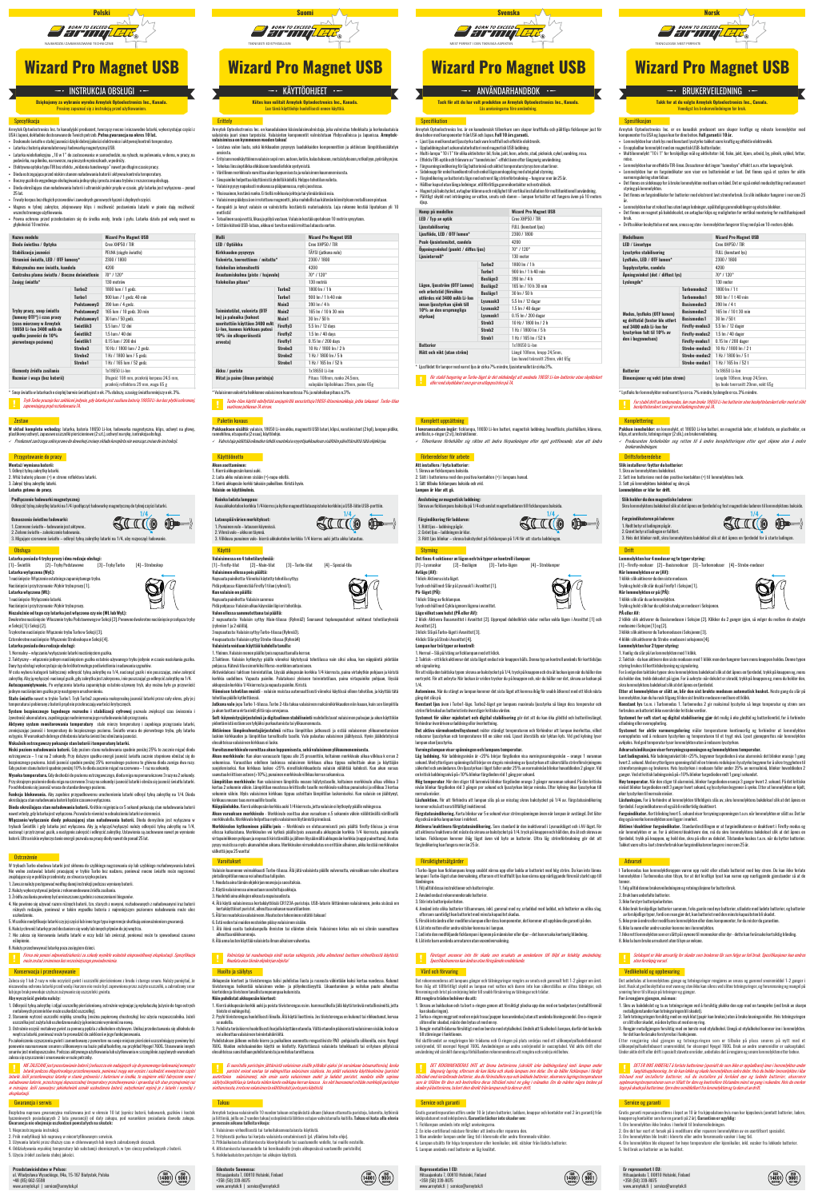# Polski

ARMYTEK — BORN TO EXCEED

# Wizard Pro Magnet USB

## INSTRUKCJA OBSŁUGI

**Dziękujemy za wybranie wyrobu Armytek Optoelectronics Inc., Kanada.**
Prosimy zapoznać się z instrukcją przed użytkowaniem.

### Specyfikacja

| Nazwa modelu | | Wizard Pro Magnet USB |
|---|---|---|
| Dioda świetlna / Optyka | | Cree XHP50 / TIR |
| Stabilizacja jasności | | PEŁNA (ciągłe światło) |
| Strumień światła, LED / OTF lumeny* | | 2300 / 1800 |
| Maksymalna moc światła, kandela | | 4200 |
| Kąt świecenia | | 70° / 120° |
| Zasięg światła* | | 130 metrów |
| Tryby pracy, moc światła (lumeny OTF*) i czas pracy | Turbo2 | 1800 lm / 1 godz. |
| | Turbo1 | 900 lm / 1 godz. 40 min |
| | Podstawowy3 | 390 lm / 4 godz. |
| | Podstawowy2 | 165 lm / 10 godz. 30 min |
| | Podstawowy1 | 30 lm / 50 godz. |
| | Świetlik3 | 5.5 lm / 12 dni |
| | Świetlik2 | 1.5 lm / 40 dni |
| | Świetlik1 | 0.15 lm / 200 dni |
| | Strobo3 | 10 Hz / 1800 lm / 2 godz. |
| | Strobo2 | 1 Hz / 1800 lm / 5 godz. |
| | Strobo1 | 1 Hz / 165 lm / 52 godz. |
| Elementy źródła zasilania | | 1x18650 Li-Ion |
| Rozmiar i waga (bez baterii) | | 108 mm, 24.5 mm, 65 g |

### Zestaw

### Przygotowanie do pracy

### Obsługa

### Ostrzeżenie

### Konserwacja i przechowywanie

### Gwarancja i serwis

# Suomi

ARMYTEK — BORN TO EXCEED

# Wizard Pro Magnet USB

## KÄYTTÖOHJEET

**Kiitos kun valitsit Armytek Optoelectronics Inc., Kanada.**

### Erittely

| Malli | | Wizard Pro Magnet USB |
|---|---|---|
| LED / Optiikka | | Cree XHP50 / TIR |
| Kirkkauden pysyvyys | | TÄYSI (jatkuva valo) |
| Valoteho, teoreettinen / mitattu* | | 2300 / 1800 |
| Valokeilan intensiteetti | | 4200 |
| Valokeilan kulma (piste / hajavalo) | | 70° / 120° |
| Valokeilan pituus* | | 130 metriä |
| Toimintatilat, valoteho (OTF lm) ja paloaika | Turbo2 | 1800 lm / 1 h |
| | Turbo1 | 900 lm / 1 h 40 min |
| | Main3 | 390 lm / 4 h |
| | Main2 | 165 lm / 10 h 30 min |
| | Main1 | 30 lm / 50 h |
| | Firefly3 | 5.5 lm / 12 days |
| | Firefly2 | 1.5 lm / 40 days |
| | Firefly1 | 0.15 lm / 200 days |
| | Strobe3 | 10 Hz / 1800 lm / 2 h |
| | Strobe2 | 1 Hz / 1800 lm / 5 h |
| | Strobe1 | 1 Hz / 165 lm / 52 h |
| Akku / paristo | | 1x18650 Li-Ion |
| Mitat ja paino (ilman paristoja) | | 108 mm, 24.5 mm, 65 g |

### Paketin kunnas

### Käyttöönotta

### Käyttö

### Varoitukset

### Huolto ja säilytys

### Takuu

# Svenska

ARMYTEK — BORN TO EXCEED

# Wizard Pro Magnet USB

## ANVÄNDARHANDBOK

**Tack för att du har valt produkten av Armytek Optoelectronics Inc., Kanada.**

### Specifikation

| Namn på modellen | | Wizard Pro Magnet USB |
|---|---|---|
| LED / Typ av optik | | Cree XHP50 / TIR |
| Ljusstabilisering | | FULL (konstant ljus) |
| Ljusflöde, LED / OTF lumen* | | 2300 / 1800 |
| Peak-ljusintensitet, candela | | 4200 |
| Öppningsvinkel (punkt / diffus ljus) | | 70° / 120° |
| Ljusräckvidd* | | 130 meter |
| Lägen, ljusstyrka (OTF lumen) och arbetstid | Turbo2 | 1800 lm / 1 h |
| | Turbo1 | 900 lm / 1 h 40 min |
| | Basläge3 | 390 lm / 4 h |
| | Basläge2 | 165 lm / 10 h 30 min |
| | Basläge1 | 30 lm / 50 h |
| | Lysmask3 | 5.5 lm / 12 dagar |
| | Lysmask2 | 1.5 lm / 40 dagar |
| | Lysmask1 | 0.15 lm / 200 dagar |
| | Strob3 | 10 Hz / 1800 lm / 2 h |
| | Strob2 | 1 Hz / 1800 lm / 5 h |
| | Strob1 | 1 Hz / 165 lm / 52 h |
| Batterier | | 1x18650 Li-Ion |
| Mått och vikt (utan ström) | | 108 mm, 24.5 mm, 65 g |

### Komplett uppsättning

### Förberedelser för arbete

### Styrning

### Försiktighetsåtgärder

### Vård och förvaring

### Service och garanti

# Norsk

ARMYTEK — BORN TO EXCEED

# Wizard Pro Magnet USB

## BRUKERVEILEDNING

**Takk for at du valgte Armytek Optoelectronics Inc., Canada.**

### Spesifikasjon

| Modellnavn | | Wizard Pro Magnet USB |
|---|---|---|
| LED / Linsetype | | Cree XHP50 / TIR |
| Lysstyrke stabilisering | | FULL (konstant lys) |
| Lysfluks, LED / OTF lumen* | | 2300 / 1800 |
| Topplysstyrke, candela | | 4200 |
| Åpningsvinkel (dot / diffust lys) | | 70° / 120° |
| Lysvidde* | | 130 meter |
| Modus, lysfluks (OTF lumen) og driftstid | Turbomodus2 | 1800 lm / 1 h |
| | Turbomodus1 | 900 lm / 1 h 40 min |
| | Basismodus3 | 390 lm / 4 h |
| | Basismodus2 | 165 lm / 10 h 30 min |
| | Basismodus1 | 30 lm / 50 h |
| | Firefly-modus3 | 5.5 lm / 12 dager |
| | Firefly-modus2 | 1.5 lm / 40 dager |
| | Firefly-modus1 | 0.15 lm / 200 dager |
| | Strobe-modus3 | 10 Hz / 1800 lm / 2 h |
| | Strobe-modus2 | 1 Hz / 1800 lm / 5 h |
| | Strobe-modus1 | 1 Hz / 165 lm / 52 h |
| Batterier | | 1x18650 Li-Ion |
| Dimensjoner og vekt (uten strøm) | | 108 mm, 24.5 mm, 65 g |

### Komplettering

### Driftsforberedelse

### Drift

### Advarsel

### Vedlikehold og oppbevaring

### Service og garanti